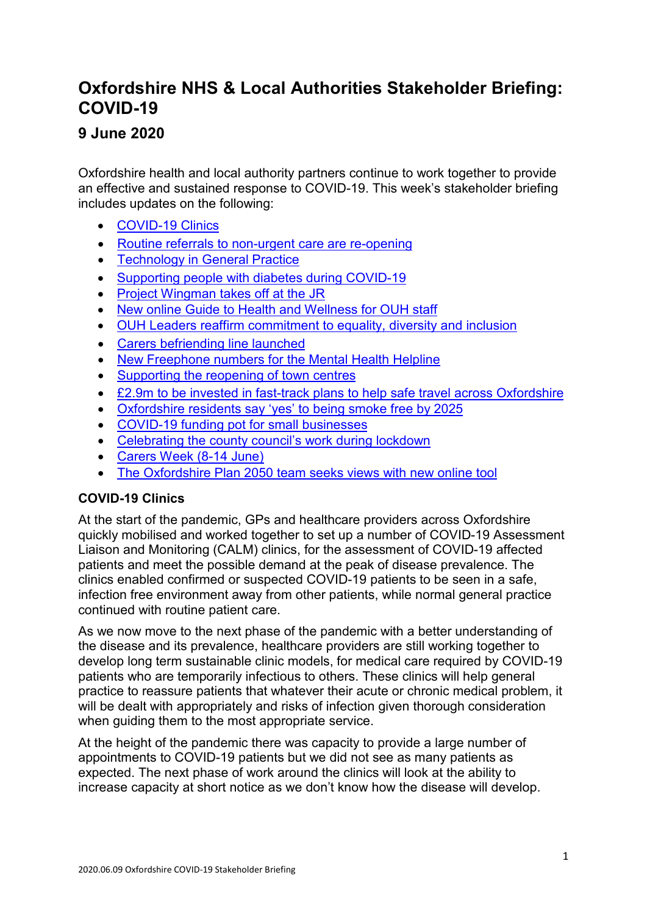# Oxfordshire NHS & Local Authorities Stakeholder Briefing: COVID-19

## 9 June 2020

Oxfordshire health and local authority partners continue to work together to provide an effective and sustained response to COVID-19. This week's stakeholder briefing includes updates on the following:

- COVID-19 Clinics
- Routine referrals to non-urgent care are re-opening
- Technology in General Practice
- Supporting people with diabetes during COVID-19
- Project Wingman takes off at the JR
- New online Guide to Health and Wellness for OUH staff
- OUH Leaders reaffirm commitment to equality, diversity and inclusion
- Carers befriending line launched
- New Freephone numbers for the Mental Health Helpline
- Supporting the reopening of town centres
- £2.9m to be invested in fast-track plans to help safe travel across Oxfordshire
- Oxfordshire residents say 'yes' to being smoke free by 2025
- COVID-19 funding pot for small businesses
- Celebrating the county council's work during lockdown
- Carers Week (8-14 June)
- The Oxfordshire Plan 2050 team seeks views with new online tool

**COVID-19 Clinics**

At the start of the pandemic, GPs and healthcare providers across Oxfordshire quickly mobilised and worked together to set up a number of COVID-19 Assessment Liaison and Monitoring (CALM) clinics, for the assessment of COVID-19 affected patients and meet the possible demand at the peak of disease prevalence. The clinics enabled confirmed or suspected COVID-19 patients to be seen in a safe, infection free environment away from other patients, while normal general practice continued with routine patient care.

As we now move to the next phase of the pandemic with a better understanding of the disease and its prevalence, healthcare providers are still working together to develop long term sustainable clinic models, for medical care required by COVID-19 patients who are temporarily infectious to others. These clinics will help general practice to reassure patients that whatever their acute or chronic medical problem, it will be dealt with appropriately and risks of infection given thorough consideration when guiding them to the most appropriate service.

At the height of the pandemic there was capacity to provide a large number of appointments to COVID-19 patients but we did not see as many patients as expected. The next phase of work around the clinics will look at the ability to increase capacity at short notice as we don't know how the disease will develop.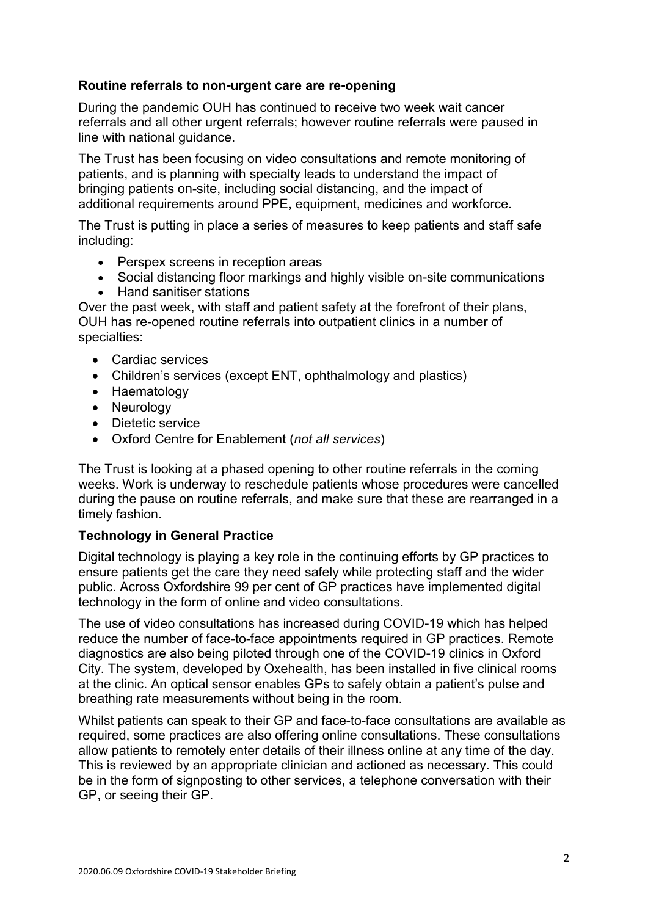### Routine referrals to non-urgent care are re-opening

During the pandemic OUH has continued to receive two week wait cancer referrals and all other urgent referrals; however routine referrals were paused in line with national guidance.

The Trust has been focusing on video consultations and remote monitoring of patients, and is planning with specialty leads to understand the impact of bringing patients on-site, including social distancing, and the impact of additional requirements around PPE, equipment, medicines and workforce.

The Trust is putting in place a series of measures to keep patients and staff safe including:

- Perspex screens in reception areas
- Social distancing floor markings and highly visible on-site communications
- Hand sanitiser stations

Over the past week, with staff and patient safety at the forefront of their plans, OUH has re-opened routine referrals into outpatient clinics in a number of specialties:

- Cardiac services
- Children's services (except ENT, ophthalmology and plastics)
- Haematology
- Neurology
- Dietetic service
- Oxford Centre for Enablement (*not all services*)

The Trust is looking at a phased opening to other routine referrals in the coming weeks. Work is underway to reschedule patients whose procedures were cancelled during the pause on routine referrals, and make sure that these are rearranged in a timely fashion.

### Technology in General Practice

Digital technology is playing a key role in the continuing efforts by GP practices to ensure patients get the care they need safely while protecting staff and the wider public. Across Oxfordshire 99 per cent of GP practices have implemented digital technology in the form of online and video consultations.

The use of video consultations has increased during COVID-19 which has helped reduce the number of face-to-face appointments required in GP practices. Remote diagnostics are also being piloted through one of the COVID-19 clinics in Oxford City. The system, developed by Oxehealth, has been installed in five clinical rooms at the clinic. An optical sensor enables GPs to safely obtain a patient's pulse and breathing rate measurements without being in the room.

Whilst patients can speak to their GP and face-to-face consultations are available as required, some practices are also offering online consultations. These consultations allow patients to remotely enter details of their illness online at any time of the day. This is reviewed by an appropriate clinician and actioned as necessary. This could be in the form of signposting to other services, a telephone conversation with their GP, or seeing their GP.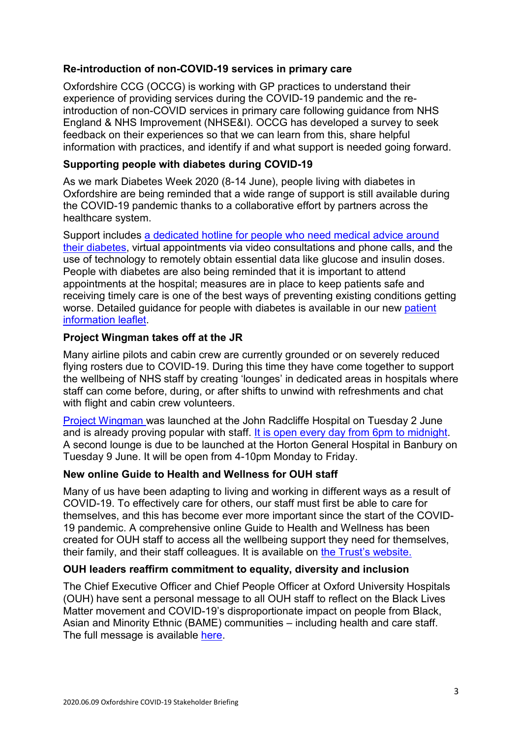### Re-introduction of non-COVID-19 services in primary care

Oxfordshire CCG (OCCG) is working with GP practices to understand their experience of providing services during the COVID-19 pandemic and the re-introduction of non-COVID services in primary care following guidance from NHS England & NHS Improvement (NHSE&I). OCCG has developed a survey to seek feedback on their experiences so that we can learn from this, share helpful information with practices, and identify if and what support is needed going forward.

### Supporting people with diabetes during COVID-19

As we mark Diabetes Week 2020 (8-14 June), people living with diabetes in Oxfordshire are being reminded that a wide range of support is still available during the COVID-19 pandemic thanks to a collaborative effort by partners across the healthcare system.

Support includes a dedicated hotline for people who need medical advice around their diabetes, virtual appointments via video consultations and phone calls, and the use of technology to remotely obtain essential data like glucose and insulin doses. People with diabetes are also being reminded that it is important to attend appointments at the hospital; measures are in place to keep patients safe and receiving timely care is one of the best ways of preventing existing conditions getting worse. Detailed guidance for people with diabetes is available in our new patient information leaflet.

### Project Wingman takes off at the JR

Many airline pilots and cabin crew are currently grounded or on severely reduced flying rosters due to COVID-19. During this time they have come together to support the wellbeing of NHS staff by creating 'lounges' in dedicated areas in hospitals where staff can come before, during, or after shifts to unwind with refreshments and chat with flight and cabin crew volunteers.

Project Wingman was launched at the John Radcliffe Hospital on Tuesday 2 June and is already proving popular with staff. It is open every day from 6pm to midnight. A second lounge is due to be launched at the Horton General Hospital in Banbury on Tuesday 9 June. It will be open from 4-10pm Monday to Friday.

### New online Guide to Health and Wellness for OUH staff

Many of us have been adapting to living and working in different ways as a result of COVID-19. To effectively care for others, our staff must first be able to care for themselves, and this has become ever more important since the start of the COVID-19 pandemic. A comprehensive online Guide to Health and Wellness has been created for OUH staff to access all the wellbeing support they need for themselves, their family, and their staff colleagues. It is available on the Trust's website.

### OUH leaders reaffirm commitment to equality, diversity and inclusion

The Chief Executive Officer and Chief People Officer at Oxford University Hospitals (OUH) have sent a personal message to all OUH staff to reflect on the Black Lives Matter movement and COVID-19's disproportionate impact on people from Black, Asian and Minority Ethnic (BAME) communities – including health and care staff. The full message is available here.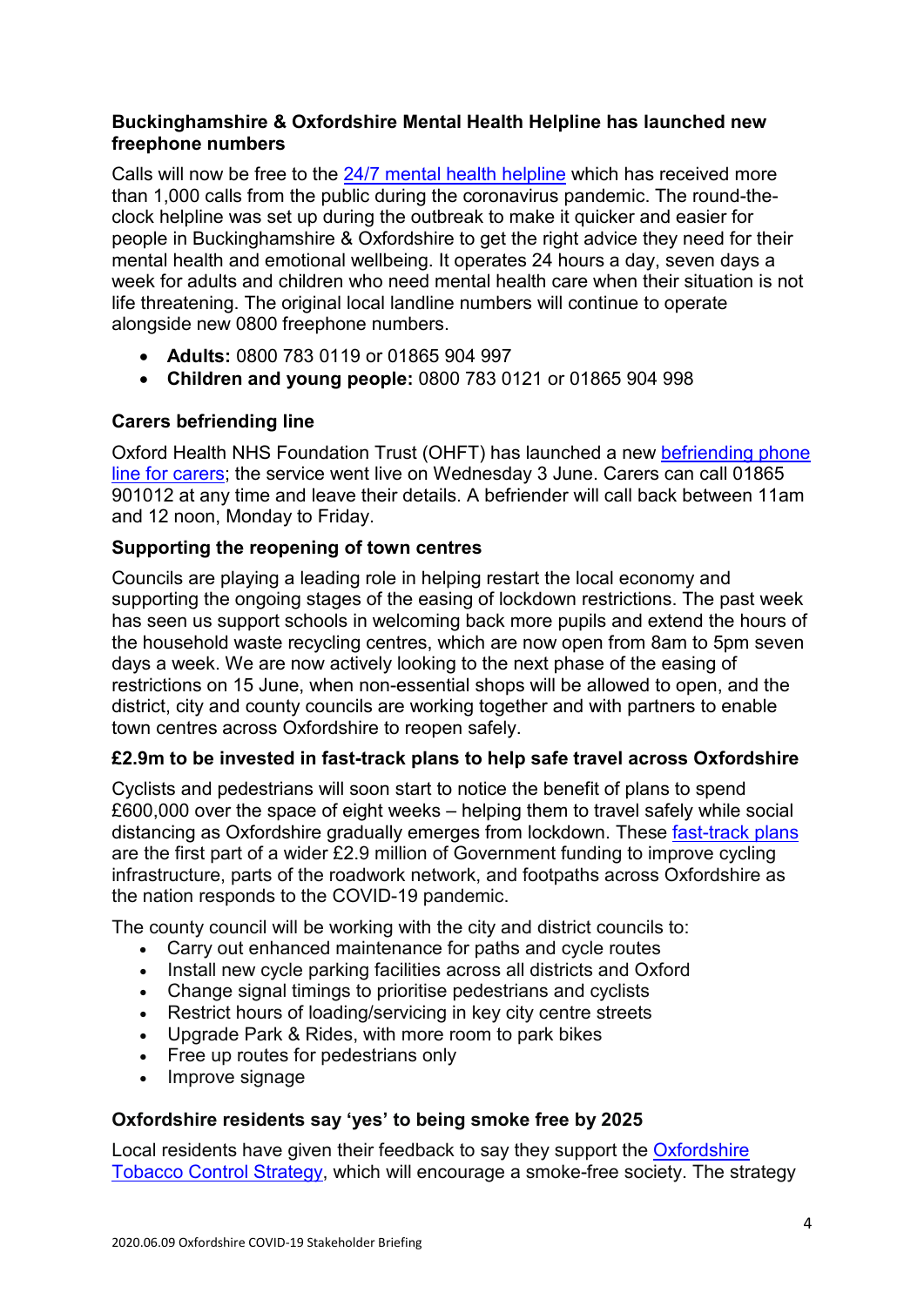### Buckinghamshire & Oxfordshire Mental Health Helpline has launched new freephone numbers

Calls will now be free to the 24/7 mental health helpline which has received more than 1,000 calls from the public during the coronavirus pandemic. The round-the-clock helpline was set up during the outbreak to make it quicker and easier for people in Buckinghamshire & Oxfordshire to get the right advice they need for their mental health and emotional wellbeing. It operates 24 hours a day, seven days a week for adults and children who need mental health care when their situation is not life threatening. The original local landline numbers will continue to operate alongside new 0800 freephone numbers.

- **Adults:** 0800 783 0119 or 01865 904 997
- **Children and young people:** 0800 783 0121 or 01865 904 998

### Carers befriending line

Oxford Health NHS Foundation Trust (OHFT) has launched a new befriending phone line for carers; the service went live on Wednesday 3 June. Carers can call 01865 901012 at any time and leave their details. A befriender will call back between 11am and 12 noon, Monday to Friday.

### Supporting the reopening of town centres

Councils are playing a leading role in helping restart the local economy and supporting the ongoing stages of the easing of lockdown restrictions. The past week has seen us support schools in welcoming back more pupils and extend the hours of the household waste recycling centres, which are now open from 8am to 5pm seven days a week. We are now actively looking to the next phase of the easing of restrictions on 15 June, when non-essential shops will be allowed to open, and the district, city and county councils are working together and with partners to enable town centres across Oxfordshire to reopen safely.

### £2.9m to be invested in fast-track plans to help safe travel across Oxfordshire

Cyclists and pedestrians will soon start to notice the benefit of plans to spend £600,000 over the space of eight weeks – helping them to travel safely while social distancing as Oxfordshire gradually emerges from lockdown. These fast-track plans are the first part of a wider £2.9 million of Government funding to improve cycling infrastructure, parts of the roadwork network, and footpaths across Oxfordshire as the nation responds to the COVID-19 pandemic.

The county council will be working with the city and district councils to:

- Carry out enhanced maintenance for paths and cycle routes
- Install new cycle parking facilities across all districts and Oxford
- Change signal timings to prioritise pedestrians and cyclists
- Restrict hours of loading/servicing in key city centre streets
- Upgrade Park & Rides, with more room to park bikes
- Free up routes for pedestrians only
- Improve signage

### Oxfordshire residents say 'yes' to being smoke free by 2025

Local residents have given their feedback to say they support the Oxfordshire Tobacco Control Strategy, which will encourage a smoke-free society. The strategy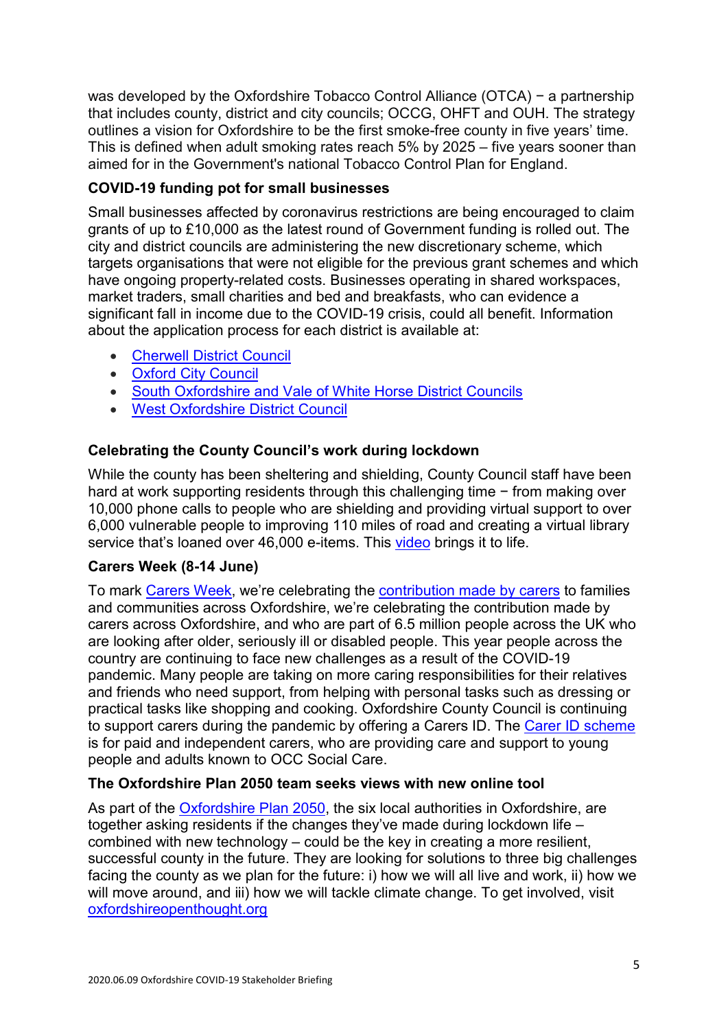was developed by the Oxfordshire Tobacco Control Alliance (OTCA) − a partnership that includes county, district and city councils; OCCG, OHFT and OUH. The strategy outlines a vision for Oxfordshire to be the first smoke-free county in five years' time. This is defined when adult smoking rates reach 5% by 2025 – five years sooner than aimed for in the Government's national Tobacco Control Plan for England.

**COVID-19 funding pot for small businesses**

Small businesses affected by coronavirus restrictions are being encouraged to claim grants of up to £10,000 as the latest round of Government funding is rolled out. The city and district councils are administering the new discretionary scheme, which targets organisations that were not eligible for the previous grant schemes and which have ongoing property-related costs. Businesses operating in shared workspaces, market traders, small charities and bed and breakfasts, who can evidence a significant fall in income due to the COVID-19 crisis, could all benefit. Information about the application process for each district is available at:

- Cherwell District Council
- Oxford City Council
- South Oxfordshire and Vale of White Horse District Councils
- West Oxfordshire District Council

**Celebrating the County Council's work during lockdown**

While the county has been sheltering and shielding, County Council staff have been hard at work supporting residents through this challenging time − from making over 10,000 phone calls to people who are shielding and providing virtual support to over 6,000 vulnerable people to improving 110 miles of road and creating a virtual library service that's loaned over 46,000 e-items. This video brings it to life.

**Carers Week (8-14 June)**

To mark Carers Week, we're celebrating the contribution made by carers to families and communities across Oxfordshire, we're celebrating the contribution made by carers across Oxfordshire, and who are part of 6.5 million people across the UK who are looking after older, seriously ill or disabled people. This year people across the country are continuing to face new challenges as a result of the COVID-19 pandemic. Many people are taking on more caring responsibilities for their relatives and friends who need support, from helping with personal tasks such as dressing or practical tasks like shopping and cooking. Oxfordshire County Council is continuing to support carers during the pandemic by offering a Carers ID. The Carer ID scheme is for paid and independent carers, who are providing care and support to young people and adults known to OCC Social Care.

**The Oxfordshire Plan 2050 team seeks views with new online tool**

As part of the Oxfordshire Plan 2050, the six local authorities in Oxfordshire, are together asking residents if the changes they've made during lockdown life – combined with new technology – could be the key in creating a more resilient, successful county in the future. They are looking for solutions to three big challenges facing the county as we plan for the future: i) how we will all live and work, ii) how we will move around, and iii) how we will tackle climate change. To get involved, visit oxfordshireopenthought.org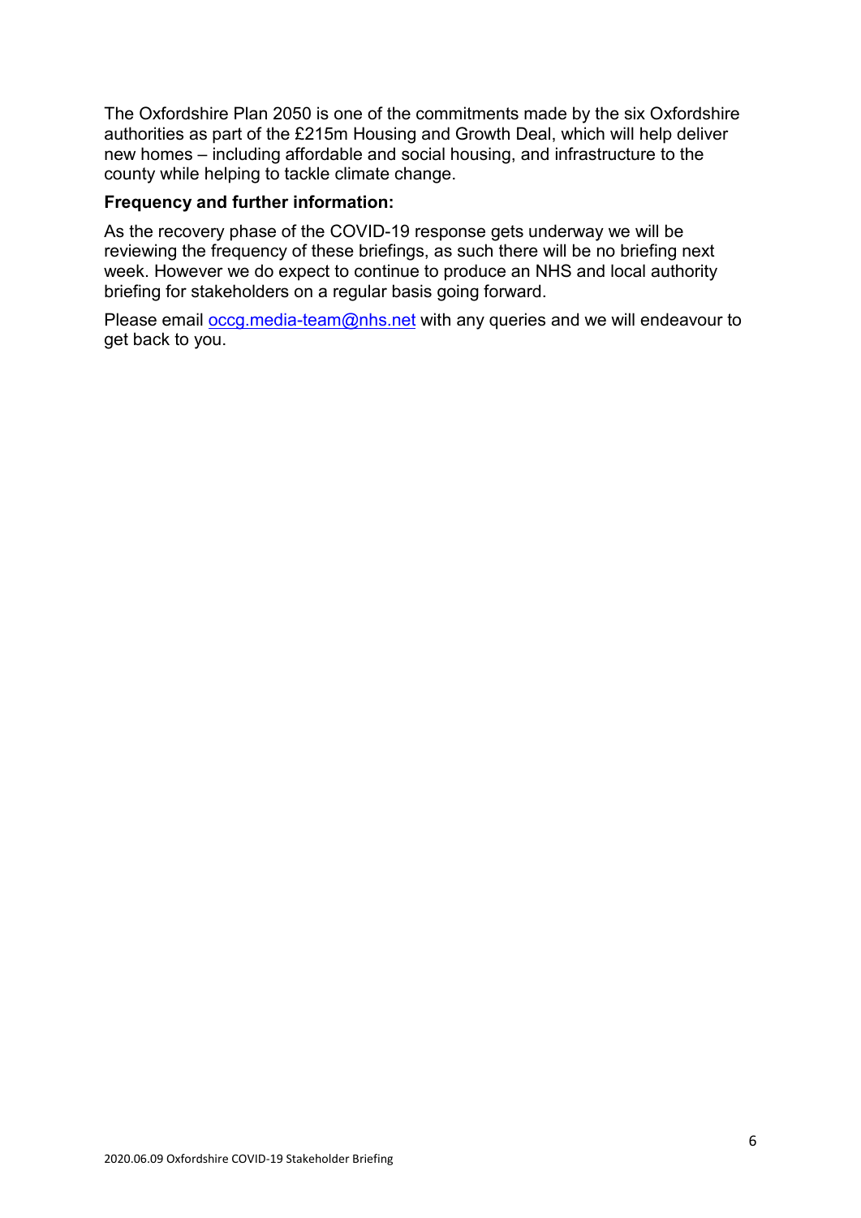The Oxfordshire Plan 2050 is one of the commitments made by the six Oxfordshire authorities as part of the £215m Housing and Growth Deal, which will help deliver new homes – including affordable and social housing, and infrastructure to the county while helping to tackle climate change.

**Frequency and further information:**

As the recovery phase of the COVID-19 response gets underway we will be reviewing the frequency of these briefings, as such there will be no briefing next week. However we do expect to continue to produce an NHS and local authority briefing for stakeholders on a regular basis going forward.

Please email [occg.media-team@nhs.net](mailto:occg.media-team@nhs.net) with any queries and we will endeavour to get back to you.